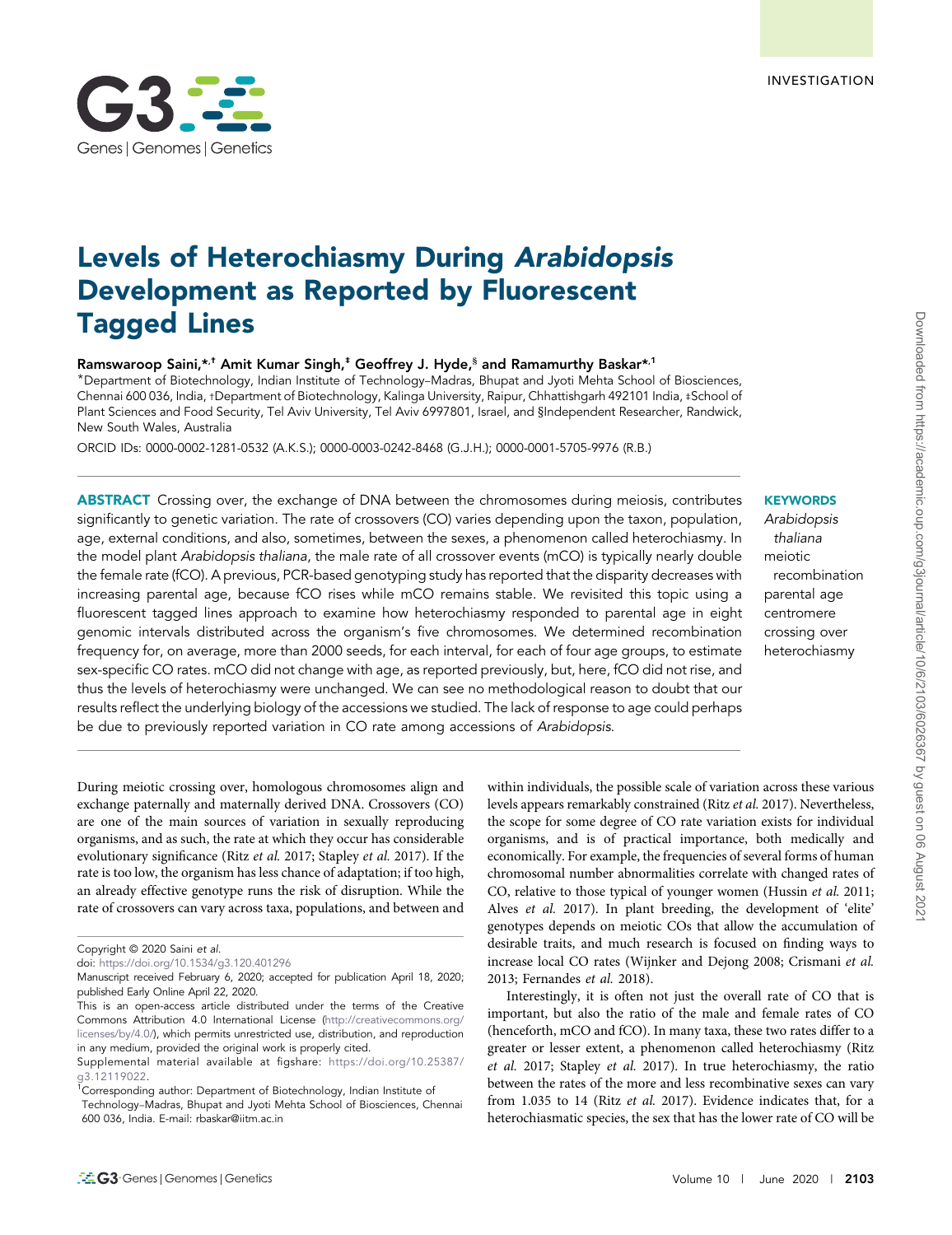INVESTIGATION

# Levels of Heterochiasmy During *Arabidopsis* Development as Reported by Fluorescent Tagged Lines

**Ramswaroop Saini,\*,† Amit Kumar Singh,‡ Geoffrey J. Hyde,§ and Ramamurthy Baskar\*,1**

\*Department of Biotechnology, Indian Institute of Technology–Madras, Bhupat and Jyoti Mehta School of Biosciences, Chennai 600 036, India, †Department of Biotechnology, Kalinga University, Raipur, Chhattishgarh 492101 India, ‡School of Plant Sciences and Food Security, Tel Aviv University, Tel Aviv 6997801, Israel, and §Independent Researcher, Randwick, New South Wales, Australia

ORCID IDs: 0000-0002-1281-0532 (A.K.S.); 0000-0003-0242-8468 (G.J.H.); 0000-0001-5705-9976 (R.B.)

**ABSTRACT** Crossing over, the exchange of DNA between the chromosomes during meiosis, contributes significantly to genetic variation. The rate of crossovers (CO) varies depending upon the taxon, population, age, external conditions, and also, sometimes, between the sexes, a phenomenon called heterochiasmy. In the model plant *Arabidopsis thaliana*, the male rate of all crossover events (mCO) is typically nearly double the female rate (fCO). A previous, PCR-based genotyping study has reported that the disparity decreases with increasing parental age, because fCO rises while mCO remains stable. We revisited this topic using a fluorescent tagged lines approach to examine how heterochiasmy responded to parental age in eight genomic intervals distributed across the organism's five chromosomes. We determined recombination frequency for, on average, more than 2000 seeds, for each interval, for each of four age groups, to estimate sex-specific CO rates. mCO did not change with age, as reported previously, but, here, fCO did not rise, and thus the levels of heterochiasmy were unchanged. We can see no methodological reason to doubt that our results reflect the underlying biology of the accessions we studied. The lack of response to age could perhaps be due to previously reported variation in CO rate among accessions of *Arabidopsis*.

**KEYWORDS**
*Arabidopsis thaliana*
meiotic recombination
parental age
centromere
crossing over
heterochiasmy

During meiotic crossing over, homologous chromosomes align and exchange paternally and maternally derived DNA. Crossovers (CO) are one of the main sources of variation in sexually reproducing organisms, and as such, the rate at which they occur has considerable evolutionary significance (Ritz *et al.* 2017; Stapley *et al.* 2017). If the rate is too low, the organism has less chance of adaptation; if too high, an already effective genotype runs the risk of disruption. While the rate of crossovers can vary across taxa, populations, and between and within individuals, the possible scale of variation across these various levels appears remarkably constrained (Ritz *et al.* 2017). Nevertheless, the scope for some degree of CO rate variation exists for individual organisms, and is of practical importance, both medically and economically. For example, the frequencies of several forms of human chromosomal number abnormalities correlate with changed rates of CO, relative to those typical of younger women (Hussin *et al.* 2011; Alves *et al.* 2017). In plant breeding, the development of 'elite' genotypes depends on meiotic COs that allow the accumulation of desirable traits, and much research is focused on finding ways to increase local CO rates (Wijnker and Dejong 2008; Crismani *et al.* 2013; Fernandes *et al.* 2018).

Interestingly, it is often not just the overall rate of CO that is important, but also the ratio of the male and female rates of CO (henceforth, mCO and fCO). In many taxa, these two rates differ to a greater or lesser extent, a phenomenon called heterochiasmy (Ritz *et al.* 2017; Stapley *et al.* 2017). In true heterochiasmy, the ratio between the rates of the more and less recombinative sexes can vary from 1.035 to 14 (Ritz *et al.* 2017). Evidence indicates that, for a heterochiasmatic species, the sex that has the lower rate of CO will be

Copyright © 2020 Saini *et al.*
doi: https://doi.org/10.1534/g3.120.401296
Manuscript received February 6, 2020; accepted for publication April 18, 2020; published Early Online April 22, 2020.
This is an open-access article distributed under the terms of the Creative Commons Attribution 4.0 International License (http://creativecommons.org/licenses/by/4.0/), which permits unrestricted use, distribution, and reproduction in any medium, provided the original work is properly cited.
Supplemental material available at figshare: https://doi.org/10.25387/g3.12119022.
[1]Corresponding author: Department of Biotechnology, Indian Institute of Technology–Madras, Bhupat and Jyoti Mehta School of Biosciences, Chennai 600 036, India. E-mail: rbaskar@iitm.ac.in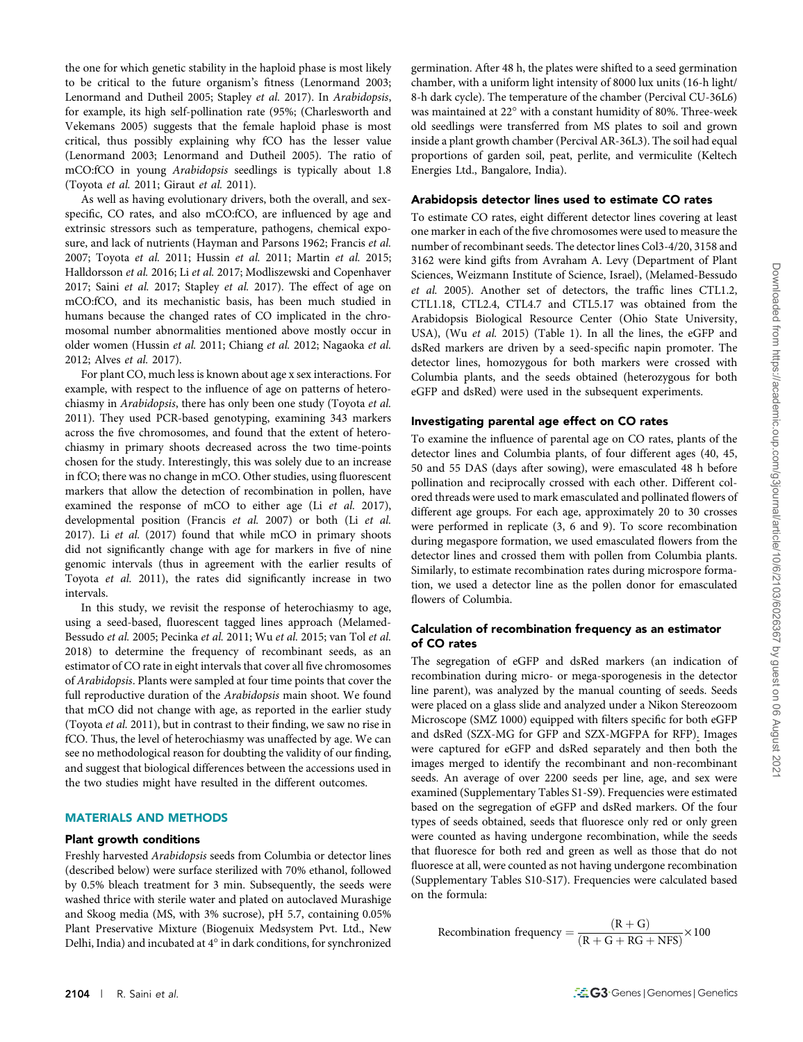the one for which genetic stability in the haploid phase is most likely to be critical to the future organism's fitness (Lenormand 2003; Lenormand and Dutheil 2005; Stapley *et al.* 2017). In *Arabidopsis*, for example, its high self-pollination rate (95%; (Charlesworth and Vekemans 2005) suggests that the female haploid phase is most critical, thus possibly explaining why fCO has the lesser value (Lenormand 2003; Lenormand and Dutheil 2005). The ratio of mCO:fCO in young *Arabidopsis* seedlings is typically about 1.8 (Toyota *et al.* 2011; Giraut *et al.* 2011).

As well as having evolutionary drivers, both the overall, and sex-specific, CO rates, and also mCO:fCO, are influenced by age and extrinsic stressors such as temperature, pathogens, chemical exposure, and lack of nutrients (Hayman and Parsons 1962; Francis *et al.* 2007; Toyota *et al.* 2011; Hussin *et al.* 2011; Martin *et al.* 2015; Halldorsson *et al.* 2016; Li *et al.* 2017; Modliszewski and Copenhaver 2017; Saini *et al.* 2017; Stapley *et al.* 2017). The effect of age on mCO:fCO, and its mechanistic basis, has been much studied in humans because the changed rates of CO implicated in the chromosomal number abnormalities mentioned above mostly occur in older women (Hussin *et al.* 2011; Chiang *et al.* 2012; Nagaoka *et al.* 2012; Alves *et al.* 2017).

For plant CO, much less is known about age x sex interactions. For example, with respect to the influence of age on patterns of heterochiasmy in *Arabidopsis*, there has only been one study (Toyota *et al.* 2011). They used PCR-based genotyping, examining 343 markers across the five chromosomes, and found that the extent of heterochiasmy in primary shoots decreased across the two time-points chosen for the study. Interestingly, this was solely due to an increase in fCO; there was no change in mCO. Other studies, using fluorescent markers that allow the detection of recombination in pollen, have examined the response of mCO to either age (Li *et al.* 2017), developmental position (Francis *et al.* 2007) or both (Li *et al.* 2017). Li *et al.* (2017) found that while mCO in primary shoots did not significantly change with age for markers in five of nine genomic intervals (thus in agreement with the earlier results of Toyota *et al.* 2011), the rates did significantly increase in two intervals.

In this study, we revisit the response of heterochiasmy to age, using a seed-based, fluorescent tagged lines approach (Melamed-Bessudo *et al.* 2005; Pecinka *et al.* 2011; Wu *et al.* 2015; van Tol *et al.* 2018) to determine the frequency of recombinant seeds, as an estimator of CO rate in eight intervals that cover all five chromosomes of *Arabidopsis*. Plants were sampled at four time points that cover the full reproductive duration of the *Arabidopsis* main shoot. We found that mCO did not change with age, as reported in the earlier study (Toyota *et al.* 2011), but in contrast to their finding, we saw no rise in fCO. Thus, the level of heterochiasmy was unaffected by age. We can see no methodological reason for doubting the validity of our finding, and suggest that biological differences between the accessions used in the two studies might have resulted in the different outcomes.

## MATERIALS AND METHODS

### Plant growth conditions

Freshly harvested *Arabidopsis* seeds from Columbia or detector lines (described below) were surface sterilized with 70% ethanol, followed by 0.5% bleach treatment for 3 min. Subsequently, the seeds were washed thrice with sterile water and plated on autoclaved Murashige and Skoog media (MS, with 3% sucrose), pH 5.7, containing 0.05% Plant Preservative Mixture (Biogenuix Medsystem Pvt. Ltd., New Delhi, India) and incubated at 4° in dark conditions, for synchronized germination. After 48 h, the plates were shifted to a seed germination chamber, with a uniform light intensity of 8000 lux units (16-h light/8-h dark cycle). The temperature of the chamber (Percival CU-36L6) was maintained at 22° with a constant humidity of 80%. Three-week old seedlings were transferred from MS plates to soil and grown inside a plant growth chamber (Percival AR-36L3). The soil had equal proportions of garden soil, peat, perlite, and vermiculite (Keltech Energies Ltd., Bangalore, India).

### Arabidopsis detector lines used to estimate CO rates

To estimate CO rates, eight different detector lines covering at least one marker in each of the five chromosomes were used to measure the number of recombinant seeds. The detector lines Col3-4/20, 3158 and 3162 were kind gifts from Avraham A. Levy (Department of Plant Sciences, Weizmann Institute of Science, Israel), (Melamed-Bessudo *et al.* 2005). Another set of detectors, the traffic lines CTL1.2, CTL1.18, CTL2.4, CTL4.7 and CTL5.17 was obtained from the Arabidopsis Biological Resource Center (Ohio State University, USA), (Wu *et al.* 2015) (Table 1). In all the lines, the eGFP and dsRed markers are driven by a seed-specific napin promoter. The detector lines, homozygous for both markers were crossed with Columbia plants, and the seeds obtained (heterozygous for both eGFP and dsRed) were used in the subsequent experiments.

### Investigating parental age effect on CO rates

To examine the influence of parental age on CO rates, plants of the detector lines and Columbia plants, of four different ages (40, 45, 50 and 55 DAS (days after sowing), were emasculated 48 h before pollination and reciprocally crossed with each other. Different colored threads were used to mark emasculated and pollinated flowers of different age groups. For each age, approximately 20 to 30 crosses were performed in replicate (3, 6 and 9). To score recombination during megaspore formation, we used emasculated flowers from the detector lines and crossed them with pollen from Columbia plants. Similarly, to estimate recombination rates during microspore formation, we used a detector line as the pollen donor for emasculated flowers of Columbia.

### Calculation of recombination frequency as an estimator of CO rates

The segregation of eGFP and dsRed markers (an indication of recombination during micro- or mega-sporogenesis in the detector line parent), was analyzed by the manual counting of seeds. Seeds were placed on a glass slide and analyzed under a Nikon Stereozoom Microscope (SMZ 1000) equipped with filters specific for both eGFP and dsRed (SZX-MG for GFP and SZX-MGFPA for RFP). Images were captured for eGFP and dsRed separately and then both the images merged to identify the recombinant and non-recombinant seeds. An average of over 2200 seeds per line, age, and sex were examined (Supplementary Tables S1-S9). Frequencies were estimated based on the segregation of eGFP and dsRed markers. Of the four types of seeds obtained, seeds that fluoresce only red or only green were counted as having undergone recombination, while the seeds that fluoresce for both red and green as well as those that do not fluoresce at all, were counted as not having undergone recombination (Supplementary Tables S10-S17). Frequencies were calculated based on the formula:

$$\text{Recombination frequency} = \frac{(R + G)}{(R + G + RG + NFS)} \times 100$$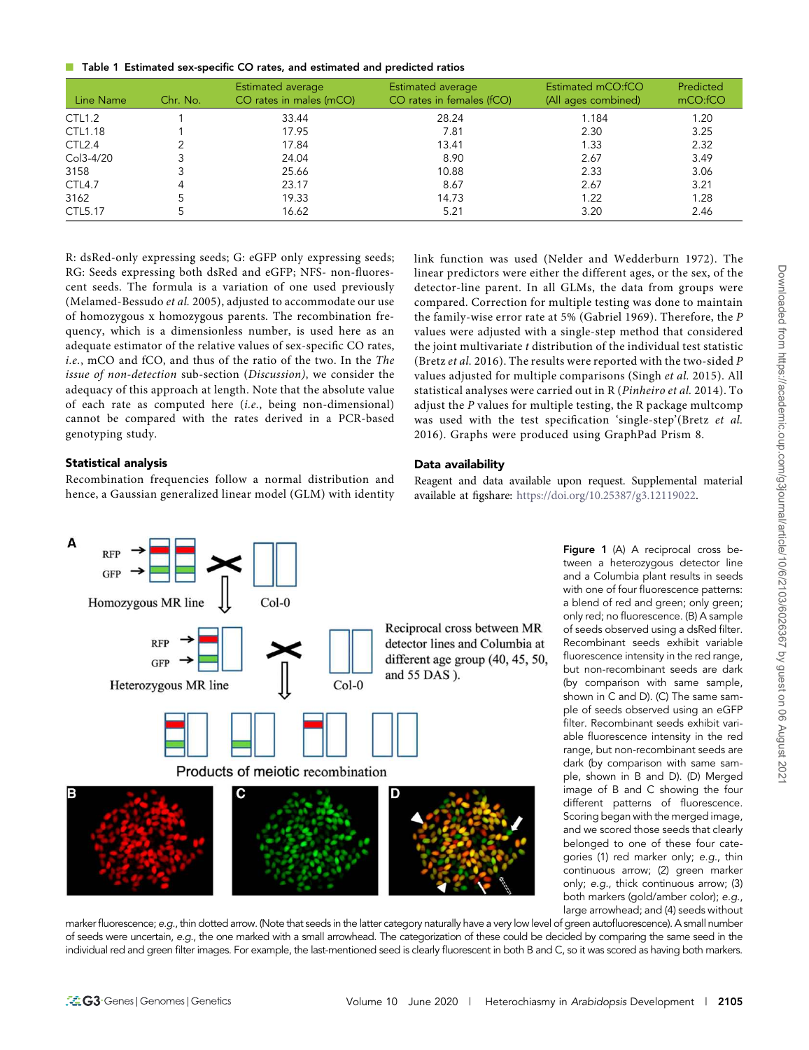**Table 1 Estimated sex-specific CO rates, and estimated and predicted ratios**

| Line Name | Chr. No. | Estimated average CO rates in males (mCO) | Estimated average CO rates in females (fCO) | Estimated mCO:fCO (All ages combined) | Predicted mCO:fCO |
|---|---|---|---|---|---|
| CTL1.2 | 1 | 33.44 | 28.24 | 1.184 | 1.20 |
| CTL1.18 | 1 | 17.95 | 7.81 | 2.30 | 3.25 |
| CTL2.4 | 2 | 17.84 | 13.41 | 1.33 | 2.32 |
| Col3-4/20 | 3 | 24.04 | 8.90 | 2.67 | 3.49 |
| 3158 | 3 | 25.66 | 10.88 | 2.33 | 3.06 |
| CTL4.7 | 4 | 23.17 | 8.67 | 2.67 | 3.21 |
| 3162 | 5 | 19.33 | 14.73 | 1.22 | 1.28 |
| CTL5.17 | 5 | 16.62 | 5.21 | 3.20 | 2.46 |

R: dsRed-only expressing seeds; G: eGFP only expressing seeds; RG: Seeds expressing both dsRed and eGFP; NFS- non-fluorescent seeds. The formula is a variation of one used previously (Melamed-Bessudo *et al.* 2005), adjusted to accommodate our use of homozygous x homozygous parents. The recombination frequency, which is a dimensionless number, is used here as an adequate estimator of the relative values of sex-specific CO rates, *i.e.*, mCO and fCO, and thus of the ratio of the two. In the *The issue of non-detection* sub-section (*Discussion)*, we consider the adequacy of this approach at length. Note that the absolute value of each rate as computed here (*i.e.*, being non-dimensional) cannot be compared with the rates derived in a PCR-based genotyping study.

## Statistical analysis

Recombination frequencies follow a normal distribution and hence, a Gaussian generalized linear model (GLM) with identity link function was used (Nelder and Wedderburn 1972). The linear predictors were either the different ages, or the sex, of the detector-line parent. In all GLMs, the data from groups were compared. Correction for multiple testing was done to maintain the family-wise error rate at 5% (Gabriel 1969). Therefore, the *P* values were adjusted with a single-step method that considered the joint multivariate *t* distribution of the individual test statistic (Bretz *et al.* 2016). The results were reported with the two-sided *P* values adjusted for multiple comparisons (Singh *et al.* 2015). All statistical analyses were carried out in R (*Pinheiro et al.* 2014). To adjust the *P* values for multiple testing, the R package multcomp was used with the test specification 'single-step'(Bretz *et al.* 2016). Graphs were produced using GraphPad Prism 8.

## Data availability

Reagent and data available upon request. Supplemental material available at figshare: https://doi.org/10.25387/g3.12119022.

**Figure 1** (A) A reciprocal cross between a heterozygous detector line and a Columbia plant results in seeds with one of four fluorescence patterns: a blend of red and green; only green; only red; no fluorescence. (B) A sample of seeds observed using a dsRed filter. Recombinant seeds exhibit variable fluorescence intensity in the red range, but non-recombinant seeds are dark (by comparison with same sample, shown in C and D). (C) The same sample of seeds observed using an eGFP filter. Recombinant seeds exhibit variable fluorescence intensity in the red range, but non-recombinant seeds are dark (by comparison with same sample, shown in B and D). (D) Merged image of B and C showing the four different patterns of fluorescence. Scoring began with the merged image, and we scored those seeds that clearly belonged to one of these four categories (1) red marker only; *e.g.*, thin continuous arrow; (2) green marker only; *e.g.*, thick continuous arrow; (3) both markers (gold/amber color); *e.g.*, large arrowhead; and (4) seeds without marker fluorescence; *e.g.*, thin dotted arrow. (Note that seeds in the latter category naturally have a very low level of green autofluorescence). A small number of seeds were uncertain, *e.g.*, the one marked with a small arrowhead. The categorization of these could be decided by comparing the same seed in the individual red and green filter images. For example, the last-mentioned seed is clearly fluorescent in both B and C, so it was scored as having both markers.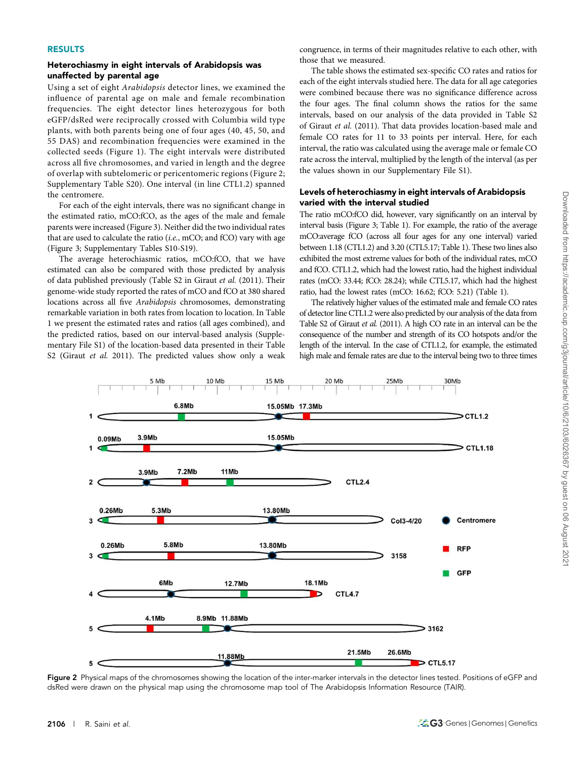## RESULTS

### Heterochiasmy in eight intervals of Arabidopsis was unaffected by parental age

Using a set of eight *Arabidopsis* detector lines, we examined the influence of parental age on male and female recombination frequencies. The eight detector lines heterozygous for both eGFP/dsRed were reciprocally crossed with Columbia wild type plants, with both parents being one of four ages (40, 45, 50, and 55 DAS) and recombination frequencies were examined in the collected seeds (Figure 1). The eight intervals were distributed across all five chromosomes, and varied in length and the degree of overlap with subtelomeric or pericentomeric regions (Figure 2; Supplementary Table S20). One interval (in line CTL1.2) spanned the centromere.

For each of the eight intervals, there was no significant change in the estimated ratio, mCO:fCO, as the ages of the male and female parents were increased (Figure 3). Neither did the two individual rates that are used to calculate the ratio (*i.e.*, mCO; and fCO) vary with age (Figure 3; Supplementary Tables S10-S19).

The average heterochiasmic ratios, mCO:fCO, that we have estimated can also be compared with those predicted by analysis of data published previously (Table S2 in Giraut *et al.* (2011)). Their genome-wide study reported the rates of mCO and fCO at 380 shared locations across all five *Arabidopsis* chromosomes, demonstrating remarkable variation in both rates from location to location. In Table 1 we present the estimated rates and ratios (all ages combined), and the predicted ratios, based on our interval-based analysis (Supplementary File S1) of the location-based data presented in their Table S2 (Giraut *et al.* 2011). The predicted values show only a weak congruence, in terms of their magnitudes relative to each other, with those that we measured.

The table shows the estimated sex-specific CO rates and ratios for each of the eight intervals studied here. The data for all age categories were combined because there was no significance difference across the four ages. The final column shows the ratios for the same intervals, based on our analysis of the data provided in Table S2 of Giraut *et al.* (2011). That data provides location-based male and female CO rates for 11 to 33 points per interval. Here, for each interval, the ratio was calculated using the average male or female CO rate across the interval, multiplied by the length of the interval (as per the values shown in our Supplementary File S1).

### Levels of heterochiasmy in eight intervals of Arabidopsis varied with the interval studied

The ratio mCO:fCO did, however, vary significantly on an interval by interval basis (Figure 3; Table 1). For example, the ratio of the average mCO:average fCO (across all four ages for any one interval) varied between 1.18 (CTL1.2) and 3.20 (CTL5.17; Table 1). These two lines also exhibited the most extreme values for the individual rates, mCO and fCO. CTL1.2, which had the lowest ratio, had the highest individual rates (mCO: 33.44; fCO: 28.24); while CTL5.17, which had the highest ratio, had the lowest rates (mCO: 16.62; fCO: 5.21) (Table 1).

The relatively higher values of the estimated male and female CO rates of detector line CTL1.2 were also predicted by our analysis of the data from Table S2 of Giraut *et al.* (2011). A high CO rate in an interval can be the consequence of the number and strength of its CO hotspots and/or the length of the interval. In the case of CTL1.2, for example, the estimated high male and female rates are due to the interval being two to three times

**Figure 2** Physical maps of the chromosomes showing the location of the inter-marker intervals in the detector lines tested. Positions of eGFP and dsRed were drawn on the physical map using the chromosome map tool of The Arabidopsis Information Resource (TAIR).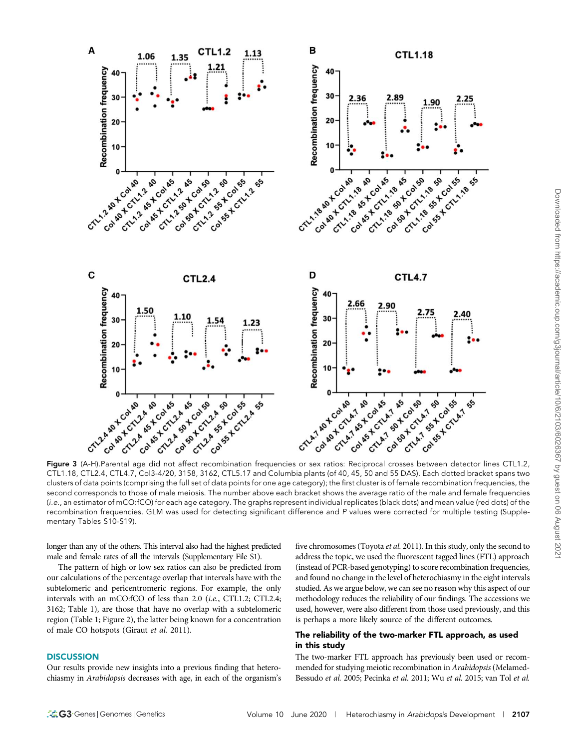Figure 3 (A-H).Parental age did not affect recombination frequencies or sex ratios: Reciprocal crosses between detector lines CTL1.2, CTL1.18, CTL2.4, CTL4.7, Col3-4/20, 3158, 3162, CTL5.17 and Columbia plants (of 40, 45, 50 and 55 DAS). Each dotted bracket spans two clusters of data points (comprising the full set of data points for one age category); the first cluster is of female recombination frequencies, the second corresponds to those of male meiosis. The number above each bracket shows the average ratio of the male and female frequencies (*i.e.*, an estimator of mCO:fCO) for each age category. The graphs represent individual replicates (black dots) and mean value (red dots) of the recombination frequencies. GLM was used for detecting significant difference and *P* values were corrected for multiple testing (Supplementary Tables S10-S19).

longer than any of the others. This interval also had the highest predicted male and female rates of all the intervals (Supplementary File S1).

The pattern of high or low sex ratios can also be predicted from our calculations of the percentage overlap that intervals have with the subtelomeric and pericentromeric regions. For example, the only intervals with an mCO:fCO of less than 2.0 (*i.e.*, CTL1.2; CTL2.4; 3162; Table 1), are those that have no overlap with a subtelomeric region (Table 1; Figure 2), the latter being known for a concentration of male CO hotspots (Giraut *et al.* 2011).

## DISCUSSION

Our results provide new insights into a previous finding that heterochiasmy in *Arabidopsis* decreases with age, in each of the organism's five chromosomes (Toyota *et al.* 2011). In this study, only the second to address the topic, we used the fluorescent tagged lines (FTL) approach (instead of PCR-based genotyping) to score recombination frequencies, and found no change in the level of heterochiasmy in the eight intervals studied. As we argue below, we can see no reason why this aspect of our methodology reduces the reliability of our findings. The accessions we used, however, were also different from those used previously, and this is perhaps a more likely source of the different outcomes.

### The reliability of the two-marker FTL approach, as used in this study

The two-marker FTL approach has previously been used or recommended for studying meiotic recombination in *Arabidopsis* (Melamed-Bessudo *et al.* 2005; Pecinka *et al.* 2011; Wu *et al.* 2015; van Tol *et al.*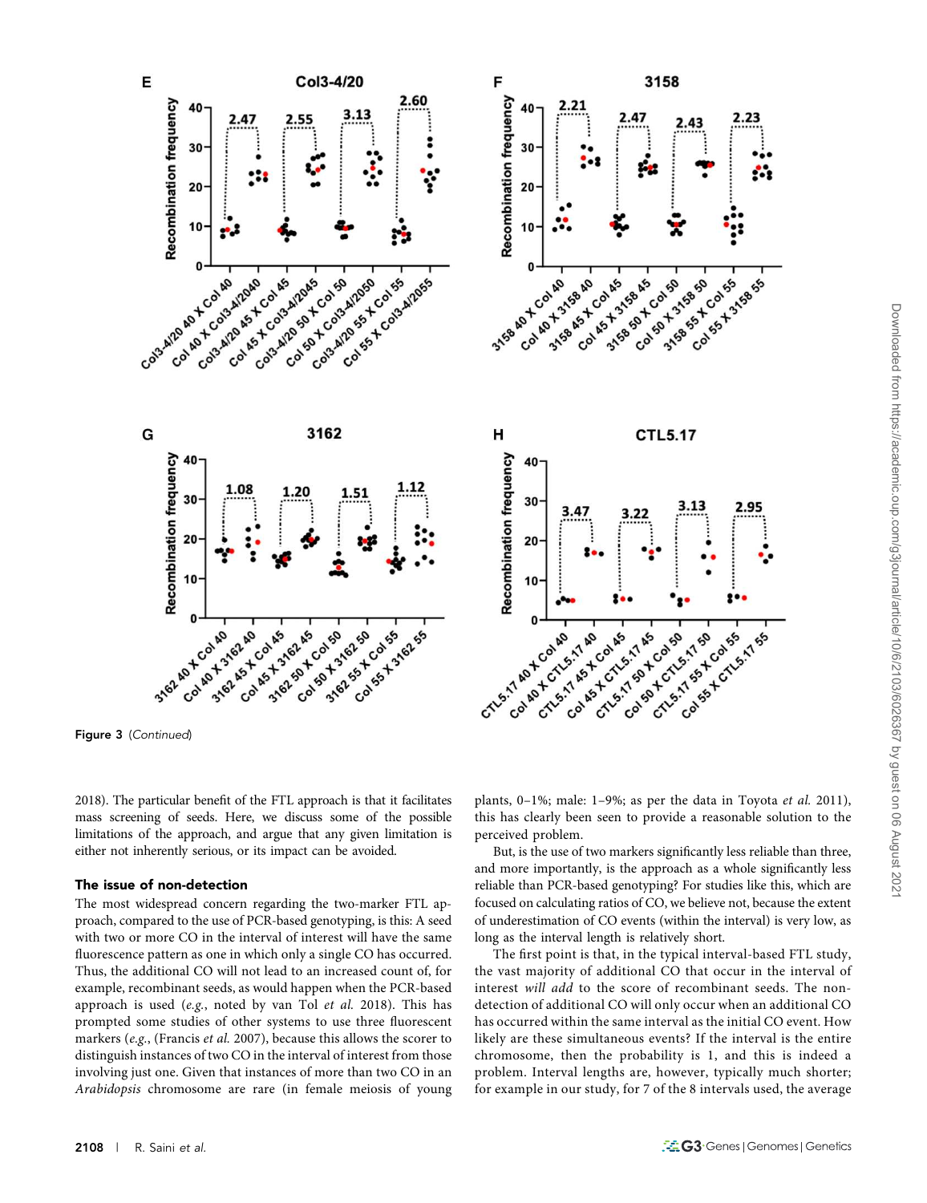Figure 3 (Continued)

2018). The particular benefit of the FTL approach is that it facilitates mass screening of seeds. Here, we discuss some of the possible limitations of the approach, and argue that any given limitation is either not inherently serious, or its impact can be avoided.

### The issue of non-detection

The most widespread concern regarding the two-marker FTL approach, compared to the use of PCR-based genotyping, is this: A seed with two or more CO in the interval of interest will have the same fluorescence pattern as one in which only a single CO has occurred. Thus, the additional CO will not lead to an increased count of, for example, recombinant seeds, as would happen when the PCR-based approach is used (*e.g.*, noted by van Tol *et al.* 2018). This has prompted some studies of other systems to use three fluorescent markers (*e.g.*, (Francis *et al.* 2007), because this allows the scorer to distinguish instances of two CO in the interval of interest from those involving just one. Given that instances of more than two CO in an *Arabidopsis* chromosome are rare (in female meiosis of young plants, 0–1%; male: 1–9%; as per the data in Toyota *et al.* 2011), this has clearly been seen to provide a reasonable solution to the perceived problem.

But, is the use of two markers significantly less reliable than three, and more importantly, is the approach as a whole significantly less reliable than PCR-based genotyping? For studies like this, which are focused on calculating ratios of CO, we believe not, because the extent of underestimation of CO events (within the interval) is very low, as long as the interval length is relatively short.

The first point is that, in the typical interval-based FTL study, the vast majority of additional CO that occur in the interval of interest *will add* to the score of recombinant seeds. The non-detection of additional CO will only occur when an additional CO has occurred within the same interval as the initial CO event. How likely are these simultaneous events? If the interval is the entire chromosome, then the probability is 1, and this is indeed a problem. Interval lengths are, however, typically much shorter; for example in our study, for 7 of the 8 intervals used, the average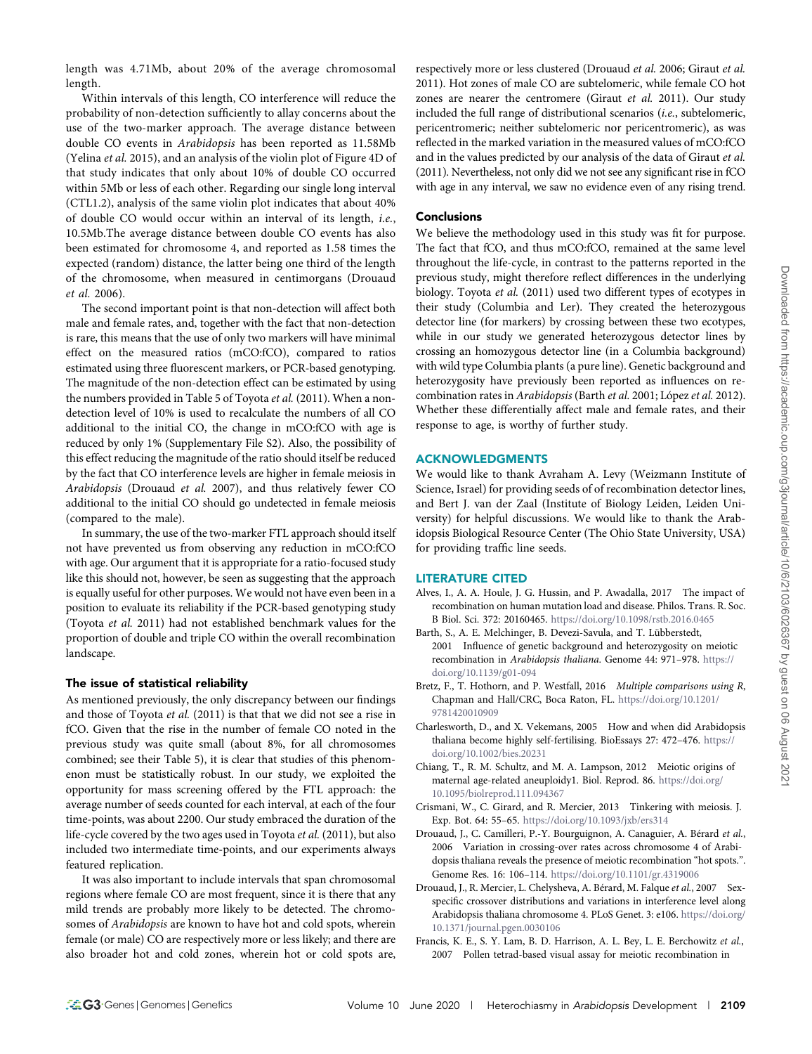length was 4.71Mb, about 20% of the average chromosomal length.

Within intervals of this length, CO interference will reduce the probability of non-detection sufficiently to allay concerns about the use of the two-marker approach. The average distance between double CO events in *Arabidopsis* has been reported as 11.58Mb (Yelina *et al.* 2015), and an analysis of the violin plot of Figure 4D of that study indicates that only about 10% of double CO occurred within 5Mb or less of each other. Regarding our single long interval (CTL1.2), analysis of the same violin plot indicates that about 40% of double CO would occur within an interval of its length, *i.e.*, 10.5Mb.The average distance between double CO events has also been estimated for chromosome 4, and reported as 1.58 times the expected (random) distance, the latter being one third of the length of the chromosome, when measured in centimorgans (Drouaud *et al.* 2006).

The second important point is that non-detection will affect both male and female rates, and, together with the fact that non-detection is rare, this means that the use of only two markers will have minimal effect on the measured ratios (mCO:fCO), compared to ratios estimated using three fluorescent markers, or PCR-based genotyping. The magnitude of the non-detection effect can be estimated by using the numbers provided in Table 5 of Toyota *et al.* (2011). When a non-detection level of 10% is used to recalculate the numbers of all CO additional to the initial CO, the change in mCO:fCO with age is reduced by only 1% (Supplementary File S2). Also, the possibility of this effect reducing the magnitude of the ratio should itself be reduced by the fact that CO interference levels are higher in female meiosis in *Arabidopsis* (Drouaud *et al.* 2007), and thus relatively fewer CO additional to the initial CO should go undetected in female meiosis (compared to the male).

In summary, the use of the two-marker FTL approach should itself not have prevented us from observing any reduction in mCO:fCO with age. Our argument that it is appropriate for a ratio-focused study like this should not, however, be seen as suggesting that the approach is equally useful for other purposes. We would not have even been in a position to evaluate its reliability if the PCR-based genotyping study (Toyota *et al.* 2011) had not established benchmark values for the proportion of double and triple CO within the overall recombination landscape.

### The issue of statistical reliability

As mentioned previously, the only discrepancy between our findings and those of Toyota *et al.* (2011) is that that we did not see a rise in fCO. Given that the rise in the number of female CO noted in the previous study was quite small (about 8%, for all chromosomes combined; see their Table 5), it is clear that studies of this phenomenon must be statistically robust. In our study, we exploited the opportunity for mass screening offered by the FTL approach: the average number of seeds counted for each interval, at each of the four time-points, was about 2200. Our study embraced the duration of the life-cycle covered by the two ages used in Toyota *et al.* (2011), but also included two intermediate time-points, and our experiments always featured replication.

It was also important to include intervals that span chromosomal regions where female CO are most frequent, since it is there that any mild trends are probably more likely to be detected. The chromosomes of *Arabidopsis* are known to have hot and cold spots, wherein female (or male) CO are respectively more or less likely; and there are also broader hot and cold zones, wherein hot or cold spots are, respectively more or less clustered (Drouaud *et al.* 2006; Giraut *et al.* 2011). Hot zones of male CO are subtelomeric, while female CO hot zones are nearer the centromere (Giraut *et al.* 2011). Our study included the full range of distributional scenarios (*i.e.*, subtelomeric, pericentromeric; neither subtelomeric nor pericentromeric), as was reflected in the marked variation in the measured values of mCO:fCO and in the values predicted by our analysis of the data of Giraut *et al.* (2011). Nevertheless, not only did we not see any significant rise in fCO with age in any interval, we saw no evidence even of any rising trend.

### Conclusions

We believe the methodology used in this study was fit for purpose. The fact that fCO, and thus mCO:fCO, remained at the same level throughout the life-cycle, in contrast to the patterns reported in the previous study, might therefore reflect differences in the underlying biology. Toyota *et al.* (2011) used two different types of ecotypes in their study (Columbia and Ler). They created the heterozygous detector line (for markers) by crossing between these two ecotypes, while in our study we generated heterozygous detector lines by crossing an homozygous detector line (in a Columbia background) with wild type Columbia plants (a pure line). Genetic background and heterozygosity have previously been reported as influences on recombination rates in *Arabidopsis* (Barth *et al.* 2001; López *et al.* 2012). Whether these differentially affect male and female rates, and their response to age, is worthy of further study.

## ACKNOWLEDGMENTS

We would like to thank Avraham A. Levy (Weizmann Institute of Science, Israel) for providing seeds of of recombination detector lines, and Bert J. van der Zaal (Institute of Biology Leiden, Leiden University) for helpful discussions. We would like to thank the Arabidopsis Biological Resource Center (The Ohio State University, USA) for providing traffic line seeds.

## LITERATURE CITED

Alves, I., A. A. Houle, J. G. Hussin, and P. Awadalla, 2017 The impact of recombination on human mutation load and disease. Philos. Trans. R. Soc. B Biol. Sci. 372: 20160465. https://doi.org/10.1098/rstb.2016.0465

Barth, S., A. E. Melchinger, B. Devezi-Savula, and T. Lübberstedt, 2001 Influence of genetic background and heterozygosity on meiotic recombination in *Arabidopsis thaliana*. Genome 44: 971–978. https://doi.org/10.1139/g01-094

Bretz, F., T. Hothorn, and P. Westfall, 2016 *Multiple comparisons using R*, Chapman and Hall/CRC, Boca Raton, FL. https://doi.org/10.1201/9781420010909

Charlesworth, D., and X. Vekemans, 2005 How and when did Arabidopsis thaliana become highly self-fertilising. BioEssays 27: 472–476. https://doi.org/10.1002/bies.20231

Chiang, T., R. M. Schultz, and M. A. Lampson, 2012 Meiotic origins of maternal age-related aneuploidy1. Biol. Reprod. 86. https://doi.org/10.1095/biolreprod.111.094367

Crismani, W., C. Girard, and R. Mercier, 2013 Tinkering with meiosis. J. Exp. Bot. 64: 55–65. https://doi.org/10.1093/jxb/ers314

Drouaud, J., C. Camilleri, P.-Y. Bourguignon, A. Canaguier, A. Bérard *et al.*, 2006 Variation in crossing-over rates across chromosome 4 of Arabidopsis thaliana reveals the presence of meiotic recombination "hot spots.". Genome Res. 16: 106–114. https://doi.org/10.1101/gr.4319006

Drouaud, J., R. Mercier, L. Chelysheva, A. Bérard, M. Falque *et al.*, 2007 Sex-specific crossover distributions and variations in interference level along Arabidopsis thaliana chromosome 4. PLoS Genet. 3: e106. https://doi.org/10.1371/journal.pgen.0030106

Francis, K. E., S. Y. Lam, B. D. Harrison, A. L. Bey, L. E. Berchowitz *et al.*, 2007 Pollen tetrad-based visual assay for meiotic recombination in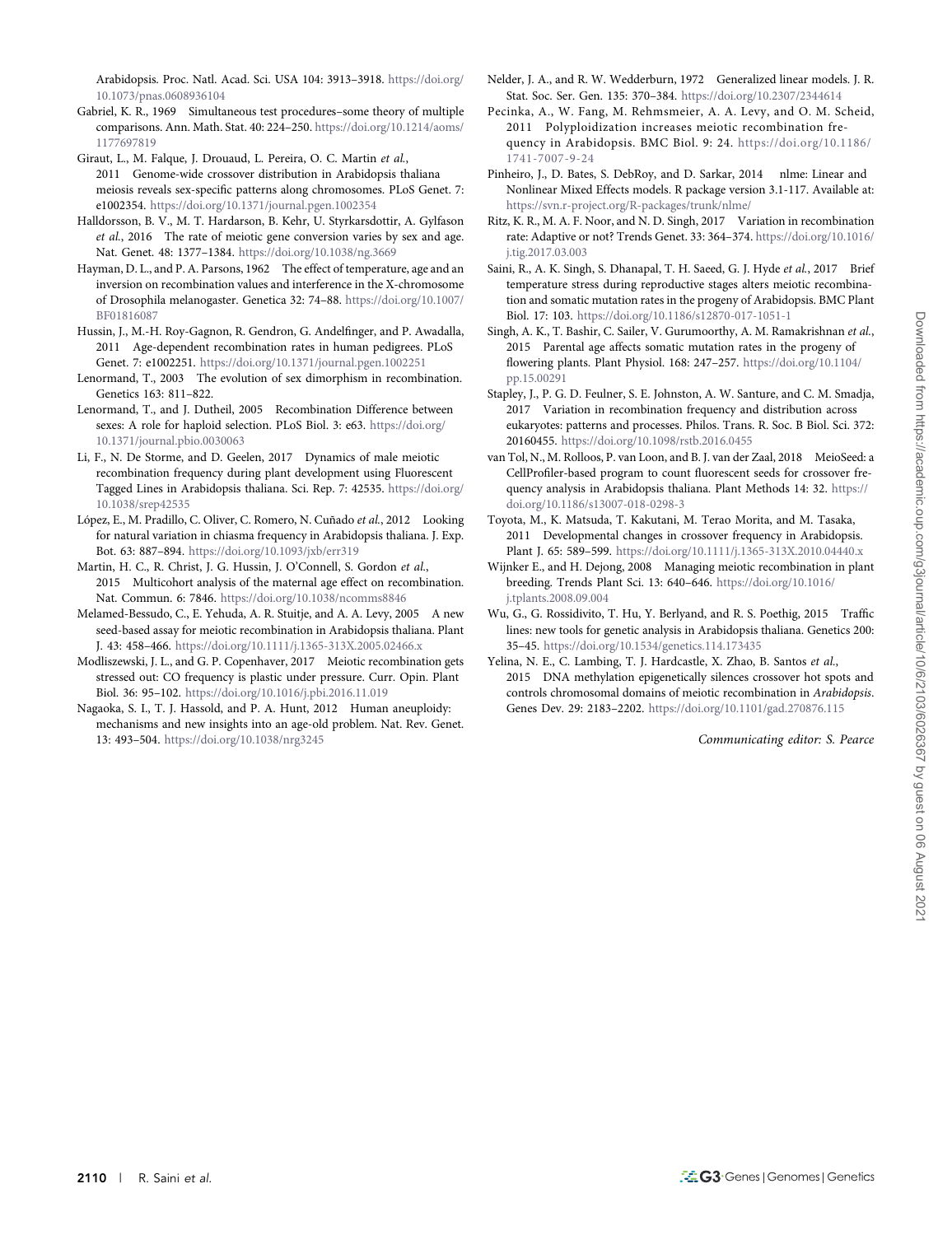Arabidopsis. Proc. Natl. Acad. Sci. USA 104: 3913–3918. https://doi.org/10.1073/pnas.0608936104

Gabriel, K. R., 1969 Simultaneous test procedures–some theory of multiple comparisons. Ann. Math. Stat. 40: 224–250. https://doi.org/10.1214/aoms/1177697819

Giraut, L., M. Falque, J. Drouaud, L. Pereira, O. C. Martin *et al.*, 2011 Genome-wide crossover distribution in Arabidopsis thaliana meiosis reveals sex-specific patterns along chromosomes. PLoS Genet. 7: e1002354. https://doi.org/10.1371/journal.pgen.1002354

Halldorsson, B. V., M. T. Hardarson, B. Kehr, U. Styrkarsdottir, A. Gylfason *et al.*, 2016 The rate of meiotic gene conversion varies by sex and age. Nat. Genet. 48: 1377–1384. https://doi.org/10.1038/ng.3669

Hayman, D. L., and P. A. Parsons, 1962 The effect of temperature, age and an inversion on recombination values and interference in the X-chromosome of Drosophila melanogaster. Genetica 32: 74–88. https://doi.org/10.1007/BF01816087

Hussin, J., M.-H. Roy-Gagnon, R. Gendron, G. Andelfinger, and P. Awadalla, 2011 Age-dependent recombination rates in human pedigrees. PLoS Genet. 7: e1002251. https://doi.org/10.1371/journal.pgen.1002251

Lenormand, T., 2003 The evolution of sex dimorphism in recombination. Genetics 163: 811–822.

Lenormand, T., and J. Dutheil, 2005 Recombination Difference between sexes: A role for haploid selection. PLoS Biol. 3: e63. https://doi.org/10.1371/journal.pbio.0030063

Li, F., N. De Storme, and D. Geelen, 2017 Dynamics of male meiotic recombination frequency during plant development using Fluorescent Tagged Lines in Arabidopsis thaliana. Sci. Rep. 7: 42535. https://doi.org/10.1038/srep42535

López, E., M. Pradillo, C. Oliver, C. Romero, N. Cuñado *et al.*, 2012 Looking for natural variation in chiasma frequency in Arabidopsis thaliana. J. Exp. Bot. 63: 887–894. https://doi.org/10.1093/jxb/err319

Martin, H. C., R. Christ, J. G. Hussin, J. O'Connell, S. Gordon *et al.*, 2015 Multicohort analysis of the maternal age effect on recombination. Nat. Commun. 6: 7846. https://doi.org/10.1038/ncomms8846

Melamed-Bessudo, C., E. Yehuda, A. R. Stuitje, and A. A. Levy, 2005 A new seed-based assay for meiotic recombination in Arabidopsis thaliana. Plant J. 43: 458–466. https://doi.org/10.1111/j.1365-313X.2005.02466.x

Modliszewski, J. L., and G. P. Copenhaver, 2017 Meiotic recombination gets stressed out: CO frequency is plastic under pressure. Curr. Opin. Plant Biol. 36: 95–102. https://doi.org/10.1016/j.pbi.2016.11.019

Nagaoka, S. I., T. J. Hassold, and P. A. Hunt, 2012 Human aneuploidy: mechanisms and new insights into an age-old problem. Nat. Rev. Genet. 13: 493–504. https://doi.org/10.1038/nrg3245

Nelder, J. A., and R. W. Wedderburn, 1972 Generalized linear models. J. R. Stat. Soc. Ser. Gen. 135: 370–384. https://doi.org/10.2307/2344614

Pecinka, A., W. Fang, M. Rehmsmeier, A. A. Levy, and O. M. Scheid, 2011 Polyploidization increases meiotic recombination frequency in Arabidopsis. BMC Biol. 9: 24. https://doi.org/10.1186/1741-7007-9-24

Pinheiro, J., D. Bates, S. DebRoy, and D. Sarkar, 2014 nlme: Linear and Nonlinear Mixed Effects models. R package version 3.1-117. Available at: https://svn.r-project.org/R-packages/trunk/nlme/

Ritz, K. R., M. A. F. Noor, and N. D. Singh, 2017 Variation in recombination rate: Adaptive or not? Trends Genet. 33: 364–374. https://doi.org/10.1016/j.tig.2017.03.003

Saini, R., A. K. Singh, S. Dhanapal, T. H. Saeed, G. J. Hyde *et al.*, 2017 Brief temperature stress during reproductive stages alters meiotic recombination and somatic mutation rates in the progeny of Arabidopsis. BMC Plant Biol. 17: 103. https://doi.org/10.1186/s12870-017-1051-1

Singh, A. K., T. Bashir, C. Sailer, V. Gurumoorthy, A. M. Ramakrishnan *et al.*, 2015 Parental age affects somatic mutation rates in the progeny of flowering plants. Plant Physiol. 168: 247–257. https://doi.org/10.1104/pp.15.00291

Stapley, J., P. G. D. Feulner, S. E. Johnston, A. W. Santure, and C. M. Smadja, 2017 Variation in recombination frequency and distribution across eukaryotes: patterns and processes. Philos. Trans. R. Soc. B Biol. Sci. 372: 20160455. https://doi.org/10.1098/rstb.2016.0455

van Tol, N., M. Rolloos, P. van Loon, and B. J. van der Zaal, 2018 MeioSeed: a CellProfiler-based program to count fluorescent seeds for crossover frequency analysis in Arabidopsis thaliana. Plant Methods 14: 32. https://doi.org/10.1186/s13007-018-0298-3

Toyota, M., K. Matsuda, T. Kakutani, M. Terao Morita, and M. Tasaka, 2011 Developmental changes in crossover frequency in Arabidopsis. Plant J. 65: 589–599. https://doi.org/10.1111/j.1365-313X.2010.04440.x

Wijnker E., and H. Dejong, 2008 Managing meiotic recombination in plant breeding. Trends Plant Sci. 13: 640–646. https://doi.org/10.1016/j.tplants.2008.09.004

Wu, G., G. Rossidivito, T. Hu, Y. Berlyand, and R. S. Poethig, 2015 Traffic lines: new tools for genetic analysis in Arabidopsis thaliana. Genetics 200: 35–45. https://doi.org/10.1534/genetics.114.173435

Yelina, N. E., C. Lambing, T. J. Hardcastle, X. Zhao, B. Santos *et al.*, 2015 DNA methylation epigenetically silences crossover hot spots and controls chromosomal domains of meiotic recombination in *Arabidopsis*. Genes Dev. 29: 2183–2202. https://doi.org/10.1101/gad.270876.115

*Communicating editor: S. Pearce*